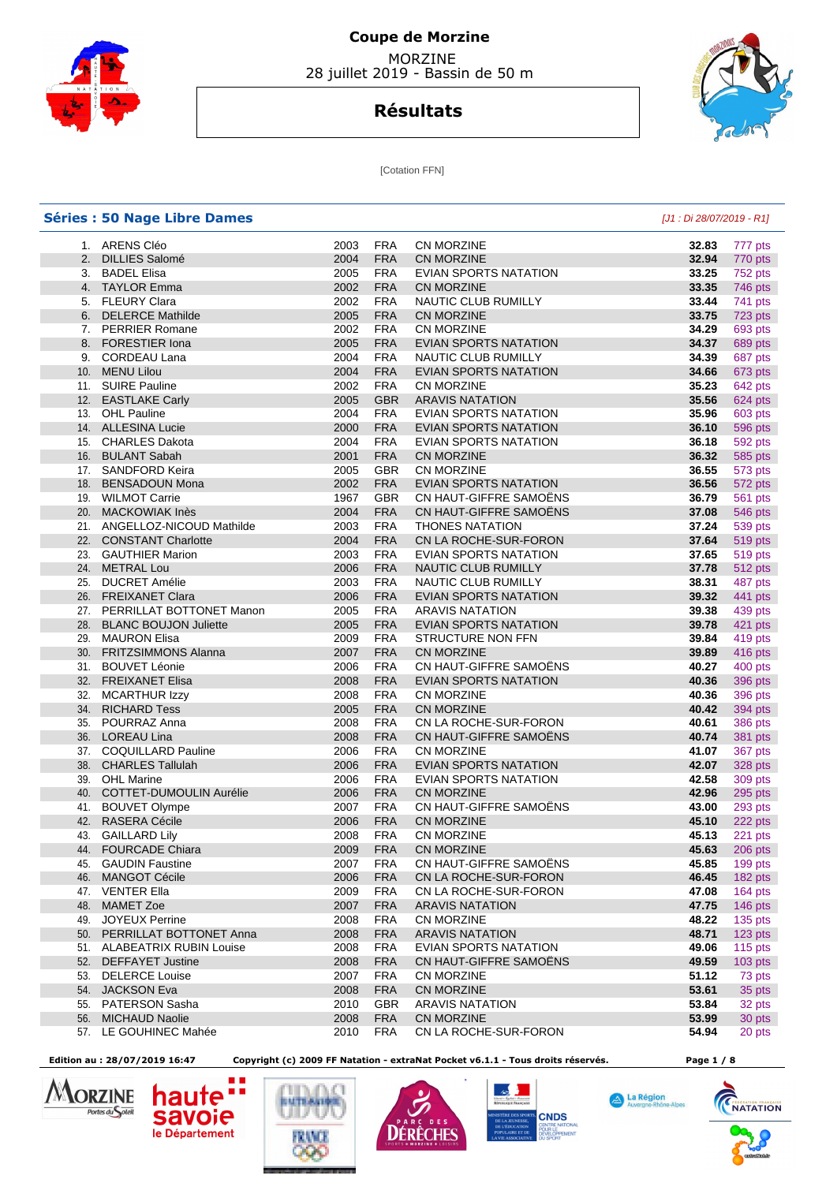# Coupe de Morzine

MORZINE
28 juillet 2019 - Bassin de 50 m

## Résultats

[Cotation FFN]

### Séries : 50 Nage Libre Dames

*[J1 : Di 28/07/2019 - R1]*

| | | | | | | |
|---|---|---|---|---|---|---|
| 1. | ARENS Cléo | 2003 | FRA | CN MORZINE | **32.83** | 777 pts |
| 2. | DILLIES Salomé | 2004 | FRA | CN MORZINE | **32.94** | 770 pts |
| 3. | BADEL Elisa | 2005 | FRA | EVIAN SPORTS NATATION | **33.25** | 752 pts |
| 4. | TAYLOR Emma | 2002 | FRA | CN MORZINE | **33.35** | 746 pts |
| 5. | FLEURY Clara | 2002 | FRA | NAUTIC CLUB RUMILLY | **33.44** | 741 pts |
| 6. | DELERCE Mathilde | 2005 | FRA | CN MORZINE | **33.75** | 723 pts |
| 7. | PERRIER Romane | 2002 | FRA | CN MORZINE | **34.29** | 693 pts |
| 8. | FORESTIER Iona | 2005 | FRA | EVIAN SPORTS NATATION | **34.37** | 689 pts |
| 9. | CORDEAU Lana | 2004 | FRA | NAUTIC CLUB RUMILLY | **34.39** | 687 pts |
| 10. | MENU Lilou | 2004 | FRA | EVIAN SPORTS NATATION | **34.66** | 673 pts |
| 11. | SUIRE Pauline | 2002 | FRA | CN MORZINE | **35.23** | 642 pts |
| 12. | EASTLAKE Carly | 2005 | GBR | ARAVIS NATATION | **35.56** | 624 pts |
| 13. | OHL Pauline | 2004 | FRA | EVIAN SPORTS NATATION | **35.96** | 603 pts |
| 14. | ALLESINA Lucie | 2000 | FRA | EVIAN SPORTS NATATION | **36.10** | 596 pts |
| 15. | CHARLES Dakota | 2004 | FRA | EVIAN SPORTS NATATION | **36.18** | 592 pts |
| 16. | BULANT Sabah | 2001 | FRA | CN MORZINE | **36.32** | 585 pts |
| 17. | SANDFORD Keira | 2005 | GBR | CN MORZINE | **36.55** | 573 pts |
| 18. | BENSADOUN Mona | 2002 | FRA | EVIAN SPORTS NATATION | **36.56** | 572 pts |
| 19. | WILMOT Carrie | 1967 | GBR | CN HAUT-GIFFRE SAMOËNS | **36.79** | 561 pts |
| 20. | MACKOWIAK Inès | 2004 | FRA | CN HAUT-GIFFRE SAMOËNS | **37.08** | 546 pts |
| 21. | ANGELLOZ-NICOUD Mathilde | 2003 | FRA | THONES NATATION | **37.24** | 539 pts |
| 22. | CONSTANT Charlotte | 2004 | FRA | CN LA ROCHE-SUR-FORON | **37.64** | 519 pts |
| 23. | GAUTHIER Marion | 2003 | FRA | EVIAN SPORTS NATATION | **37.65** | 519 pts |
| 24. | METRAL Lou | 2006 | FRA | NAUTIC CLUB RUMILLY | **37.78** | 512 pts |
| 25. | DUCRET Amélie | 2003 | FRA | NAUTIC CLUB RUMILLY | **38.31** | 487 pts |
| 26. | FREIXANET Clara | 2006 | FRA | EVIAN SPORTS NATATION | **39.32** | 441 pts |
| 27. | PERRILLAT BOTTONET Manon | 2005 | FRA | ARAVIS NATATION | **39.38** | 439 pts |
| 28. | BLANC BOUJON Juliette | 2005 | FRA | EVIAN SPORTS NATATION | **39.78** | 421 pts |
| 29. | MAURON Elisa | 2009 | FRA | STRUCTURE NON FFN | **39.84** | 419 pts |
| 30. | FRITZSIMMONS Alanna | 2007 | FRA | CN MORZINE | **39.89** | 416 pts |
| 31. | BOUVET Léonie | 2006 | FRA | CN HAUT-GIFFRE SAMOËNS | **40.27** | 400 pts |
| 32. | FREIXANET Elisa | 2008 | FRA | EVIAN SPORTS NATATION | **40.36** | 396 pts |
| 32. | MCARTHUR Izzy | 2008 | FRA | CN MORZINE | **40.36** | 396 pts |
| 34. | RICHARD Tess | 2005 | FRA | CN MORZINE | **40.42** | 394 pts |
| 35. | POURRAZ Anna | 2008 | FRA | CN LA ROCHE-SUR-FORON | **40.61** | 386 pts |
| 36. | LOREAU Lina | 2008 | FRA | CN HAUT-GIFFRE SAMOËNS | **40.74** | 381 pts |
| 37. | COQUILLARD Pauline | 2006 | FRA | CN MORZINE | **41.07** | 367 pts |
| 38. | CHARLES Tallulah | 2006 | FRA | EVIAN SPORTS NATATION | **42.07** | 328 pts |
| 39. | OHL Marine | 2006 | FRA | EVIAN SPORTS NATATION | **42.58** | 309 pts |
| 40. | COTTET-DUMOULIN Aurélie | 2006 | FRA | CN MORZINE | **42.96** | 295 pts |
| 41. | BOUVET Olympe | 2007 | FRA | CN HAUT-GIFFRE SAMOËNS | **43.00** | 293 pts |
| 42. | RASERA Cécile | 2006 | FRA | CN MORZINE | **45.10** | 222 pts |
| 43. | GAILLARD Lily | 2008 | FRA | CN MORZINE | **45.13** | 221 pts |
| 44. | FOURCADE Chiara | 2009 | FRA | CN MORZINE | **45.63** | 206 pts |
| 45. | GAUDIN Faustine | 2007 | FRA | CN HAUT-GIFFRE SAMOËNS | **45.85** | 199 pts |
| 46. | MANGOT Cécile | 2006 | FRA | CN LA ROCHE-SUR-FORON | **46.45** | 182 pts |
| 47. | VENTER Ella | 2009 | FRA | CN LA ROCHE-SUR-FORON | **47.08** | 164 pts |
| 48. | MAMET Zoe | 2007 | FRA | ARAVIS NATATION | **47.75** | 146 pts |
| 49. | JOYEUX Perrine | 2008 | FRA | CN MORZINE | **48.22** | 135 pts |
| 50. | PERRILLAT BOTTONET Anna | 2008 | FRA | ARAVIS NATATION | **48.71** | 123 pts |
| 51. | ALABEATRIX RUBIN Louise | 2008 | FRA | EVIAN SPORTS NATATION | **49.06** | 115 pts |
| 52. | DEFFAYET Justine | 2008 | FRA | CN HAUT-GIFFRE SAMOËNS | **49.59** | 103 pts |
| 53. | DELERCE Louise | 2007 | FRA | CN MORZINE | **51.12** | 73 pts |
| 54. | JACKSON Eva | 2008 | FRA | CN MORZINE | **53.61** | 35 pts |
| 55. | PATERSON Sasha | 2010 | GBR | ARAVIS NATATION | **53.84** | 32 pts |
| 56. | MICHAUD Naolie | 2008 | FRA | CN MORZINE | **53.99** | 30 pts |
| 57. | LE GOUHINEC Mahée | 2010 | FRA | CN LA ROCHE-SUR-FORON | **54.94** | 20 pts |

**Edition au : 28/07/2019 16:47** **Copyright (c) 2009 FF Natation - extraNat Pocket v6.1.1 - Tous droits réservés.**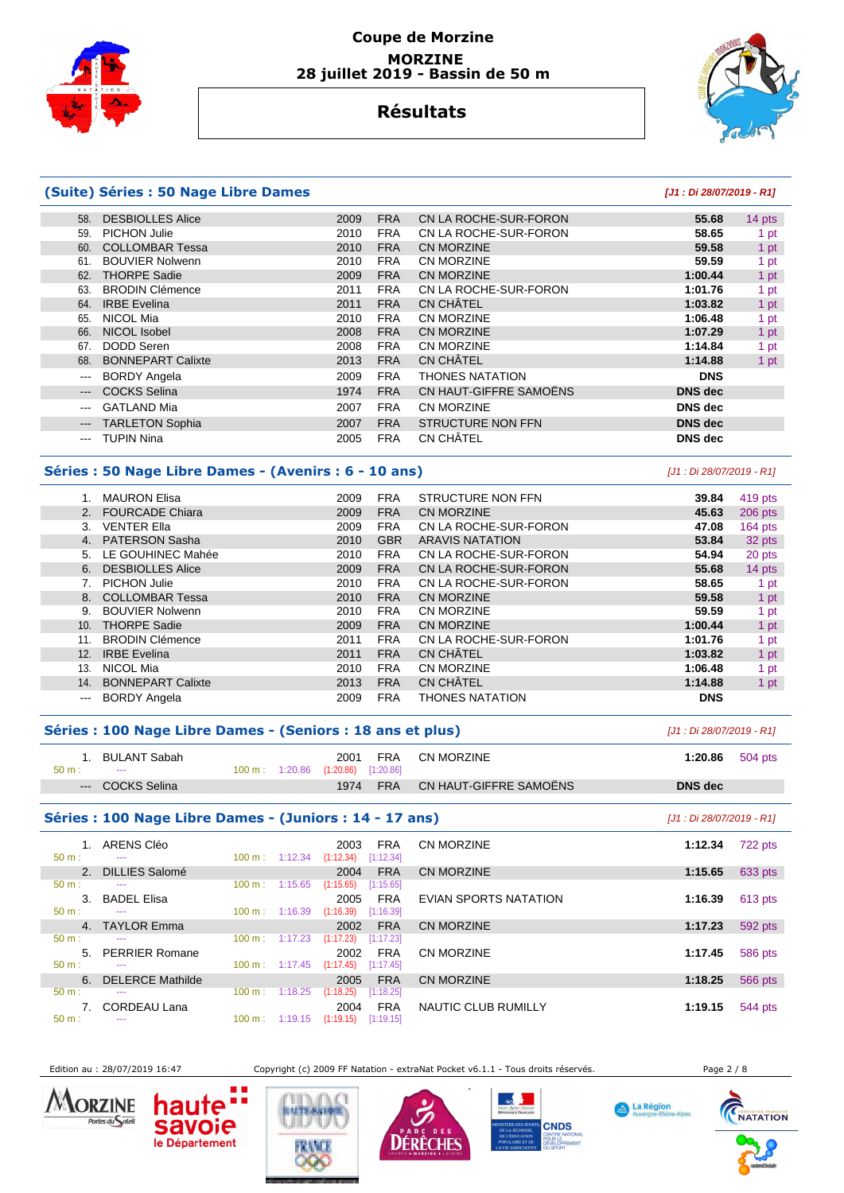# Coupe de Morzine

**MORZINE**
**28 juillet 2019 - Bassin de 50 m**

## Résultats

### (Suite) Séries : 50 Nage Libre Dames

*[J1 : Di 28/07/2019 - R1]*

| | | | | | | |
|---|---|---|---|---|---|---|
| 58. | DESBIOLLES Alice | 2009 | FRA | CN LA ROCHE-SUR-FORON | 55.68 | 14 pts |
| 59. | PICHON Julie | 2010 | FRA | CN LA ROCHE-SUR-FORON | 58.65 | 1 pt |
| 60. | COLLOMBAR Tessa | 2010 | FRA | CN MORZINE | 59.58 | 1 pt |
| 61. | BOUVIER Nolwenn | 2010 | FRA | CN MORZINE | 59.59 | 1 pt |
| 62. | THORPE Sadie | 2009 | FRA | CN MORZINE | 1:00.44 | 1 pt |
| 63. | BRODIN Clémence | 2011 | FRA | CN LA ROCHE-SUR-FORON | 1:01.76 | 1 pt |
| 64. | IRBE Evelina | 2011 | FRA | CN CHÂTEL | 1:03.82 | 1 pt |
| 65. | NICOL Mia | 2010 | FRA | CN MORZINE | 1:06.48 | 1 pt |
| 66. | NICOL Isobel | 2008 | FRA | CN MORZINE | 1:07.29 | 1 pt |
| 67. | DODD Seren | 2008 | FRA | CN MORZINE | 1:14.84 | 1 pt |
| 68. | BONNEPART Calixte | 2013 | FRA | CN CHÂTEL | 1:14.88 | 1 pt |
| --- | BORDY Angela | 2009 | FRA | THONES NATATION | DNS | |
| --- | COCKS Selina | 1974 | FRA | CN HAUT-GIFFRE SAMOËNS | DNS dec | |
| --- | GATLAND Mia | 2007 | FRA | CN MORZINE | DNS dec | |
| --- | TARLETON Sophia | 2007 | FRA | STRUCTURE NON FFN | DNS dec | |
| --- | TUPIN Nina | 2005 | FRA | CN CHÂTEL | DNS dec | |

### Séries : 50 Nage Libre Dames - (Avenirs : 6 - 10 ans)

*[J1 : Di 28/07/2019 - R1]*

| | | | | | | |
|---|---|---|---|---|---|---|
| 1. | MAURON Elisa | 2009 | FRA | STRUCTURE NON FFN | 39.84 | 419 pts |
| 2. | FOURCADE Chiara | 2009 | FRA | CN MORZINE | 45.63 | 206 pts |
| 3. | VENTER Ella | 2009 | FRA | CN LA ROCHE-SUR-FORON | 47.08 | 164 pts |
| 4. | PATERSON Sasha | 2010 | GBR | ARAVIS NATATION | 53.84 | 32 pts |
| 5. | LE GOUHINEC Mahée | 2010 | FRA | CN LA ROCHE-SUR-FORON | 54.94 | 20 pts |
| 6. | DESBIOLLES Alice | 2009 | FRA | CN LA ROCHE-SUR-FORON | 55.68 | 14 pts |
| 7. | PICHON Julie | 2010 | FRA | CN LA ROCHE-SUR-FORON | 58.65 | 1 pt |
| 8. | COLLOMBAR Tessa | 2010 | FRA | CN MORZINE | 59.58 | 1 pt |
| 9. | BOUVIER Nolwenn | 2010 | FRA | CN MORZINE | 59.59 | 1 pt |
| 10. | THORPE Sadie | 2009 | FRA | CN MORZINE | 1:00.44 | 1 pt |
| 11. | BRODIN Clémence | 2011 | FRA | CN LA ROCHE-SUR-FORON | 1:01.76 | 1 pt |
| 12. | IRBE Evelina | 2011 | FRA | CN CHÂTEL | 1:03.82 | 1 pt |
| 13. | NICOL Mia | 2010 | FRA | CN MORZINE | 1:06.48 | 1 pt |
| 14. | BONNEPART Calixte | 2013 | FRA | CN CHÂTEL | 1:14.88 | 1 pt |
| --- | BORDY Angela | 2009 | FRA | THONES NATATION | DNS | |

### Séries : 100 Nage Libre Dames - (Seniors : 18 ans et plus)

*[J1 : Di 28/07/2019 - R1]*

| | | | | | | |
|---|---|---|---|---|---|---|
| 1. | BULANT Sabah | 2001 | FRA | CN MORZINE | 1:20.86 | 504 pts |
| 50 m : --- | 100 m : 1:20.86 | (1:20.86) | [1:20.86] | | | |
| --- | COCKS Selina | 1974 | FRA | CN HAUT-GIFFRE SAMOËNS | DNS dec | |

### Séries : 100 Nage Libre Dames - (Juniors : 14 - 17 ans)

*[J1 : Di 28/07/2019 - R1]*

| | | | | | | |
|---|---|---|---|---|---|---|
| 1. | ARENS Cléo | 2003 | FRA | CN MORZINE | 1:12.34 | 722 pts |
| 50 m : --- | 100 m : 1:12.34 | (1:12.34) | [1:12.34] | | | |
| 2. | DILLIES Salomé | 2004 | FRA | CN MORZINE | 1:15.65 | 633 pts |
| 50 m : --- | 100 m : 1:15.65 | (1:15.65) | [1:15.65] | | | |
| 3. | BADEL Elisa | 2005 | FRA | EVIAN SPORTS NATATION | 1:16.39 | 613 pts |
| 50 m : --- | 100 m : 1:16.39 | (1:16.39) | [1:16.39] | | | |
| 4. | TAYLOR Emma | 2002 | FRA | CN MORZINE | 1:17.23 | 592 pts |
| 50 m : --- | 100 m : 1:17.23 | (1:17.23) | [1:17.23] | | | |
| 5. | PERRIER Romane | 2002 | FRA | CN MORZINE | 1:17.45 | 586 pts |
| 50 m : --- | 100 m : 1:17.45 | (1:17.45) | [1:17.45] | | | |
| 6. | DELERCE Mathilde | 2005 | FRA | CN MORZINE | 1:18.25 | 566 pts |
| 50 m : --- | 100 m : 1:18.25 | (1:18.25) | [1:18.25] | | | |
| 7. | CORDEAU Lana | 2004 | FRA | NAUTIC CLUB RUMILLY | 1:19.15 | 544 pts |
| 50 m : --- | 100 m : 1:19.15 | (1:19.15) | [1:19.15] | | | |

Edition au : 28/07/2019 16:47 — Copyright (c) 2009 FF Natation - extraNat Pocket v6.1.1 - Tous droits réservés.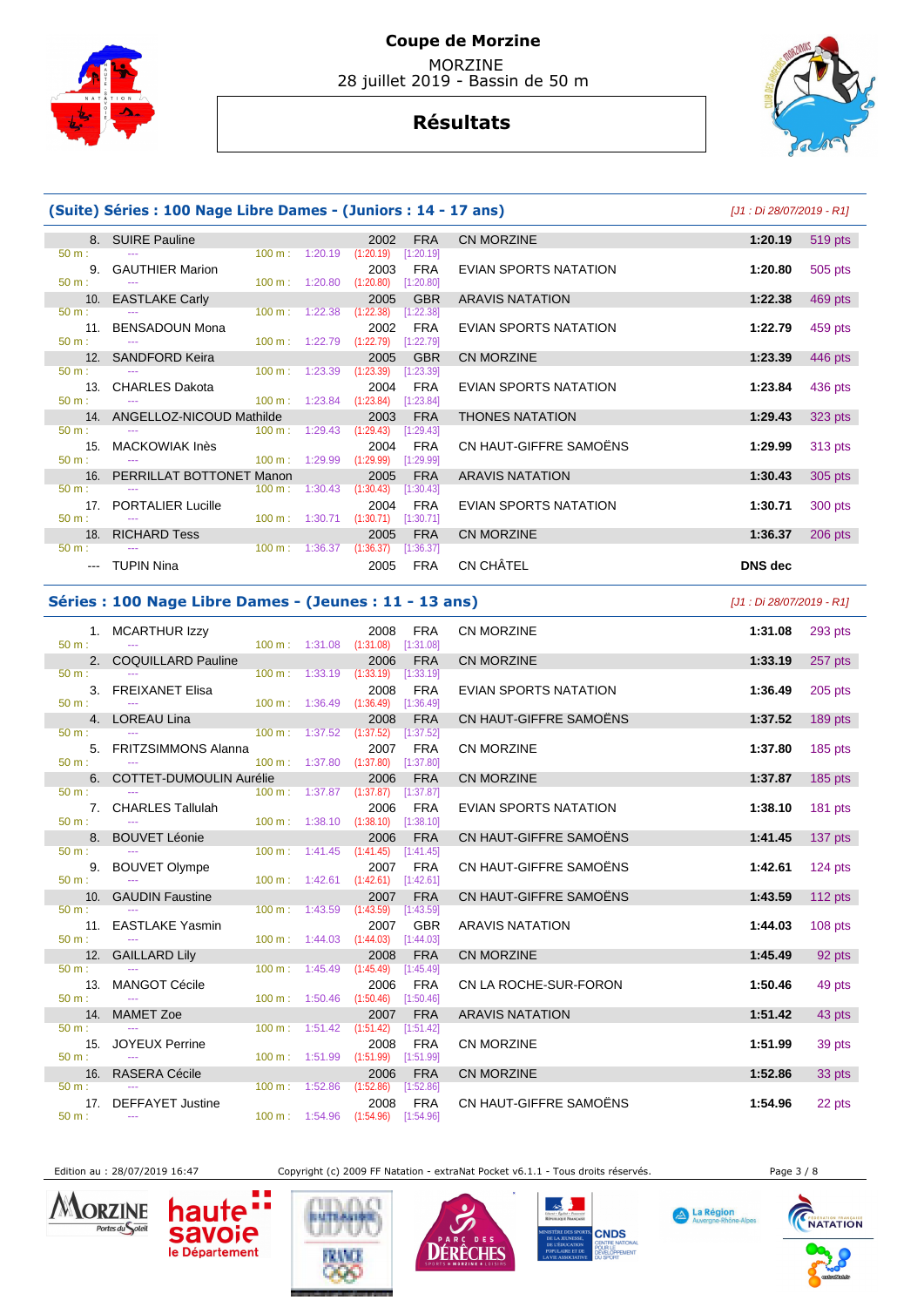# Coupe de Morzine

MORZINE
28 juillet 2019 - Bassin de 50 m

## Résultats

### (Suite) Séries : 100 Nage Libre Dames - (Juniors : 14 - 17 ans)

*[J1 : Di 28/07/2019 - R1]*

| Place | Nom | Année | Nat. | Club | Temps | Points |
|---|---|---|---|---|---|---|
| 8. | SUIRE Pauline | 2002 | FRA | CN MORZINE | 1:20.19 | 519 pts |
| | 50 m : --- 100 m : 1:20.19 (1:20.19) [1:20.19] | | | | | |
| 9. | GAUTHIER Marion | 2003 | FRA | EVIAN SPORTS NATATION | 1:20.80 | 505 pts |
| | 50 m : --- 100 m : 1:20.80 (1:20.80) [1:20.80] | | | | | |
| 10. | EASTLAKE Carly | 2005 | GBR | ARAVIS NATATION | 1:22.38 | 469 pts |
| | 50 m : --- 100 m : 1:22.38 (1:22.38) [1:22.38] | | | | | |
| 11. | BENSADOUN Mona | 2002 | FRA | EVIAN SPORTS NATATION | 1:22.79 | 459 pts |
| | 50 m : --- 100 m : 1:22.79 (1:22.79) [1:22.79] | | | | | |
| 12. | SANDFORD Keira | 2005 | GBR | CN MORZINE | 1:23.39 | 446 pts |
| | 50 m : --- 100 m : 1:23.39 (1:23.39) [1:23.39] | | | | | |
| 13. | CHARLES Dakota | 2004 | FRA | EVIAN SPORTS NATATION | 1:23.84 | 436 pts |
| | 50 m : --- 100 m : 1:23.84 (1:23.84) [1:23.84] | | | | | |
| 14. | ANGELLOZ-NICOUD Mathilde | 2003 | FRA | THONES NATATION | 1:29.43 | 323 pts |
| | 50 m : --- 100 m : 1:29.43 (1:29.43) [1:29.43] | | | | | |
| 15. | MACKOWIAK Inès | 2004 | FRA | CN HAUT-GIFFRE SAMOËNS | 1:29.99 | 313 pts |
| | 50 m : --- 100 m : 1:29.99 (1:29.99) [1:29.99] | | | | | |
| 16. | PERRILLAT BOTTONET Manon | 2005 | FRA | ARAVIS NATATION | 1:30.43 | 305 pts |
| | 50 m : --- 100 m : 1:30.43 (1:30.43) [1:30.43] | | | | | |
| 17. | PORTALIER Lucille | 2004 | FRA | EVIAN SPORTS NATATION | 1:30.71 | 300 pts |
| | 50 m : --- 100 m : 1:30.71 (1:30.71) [1:30.71] | | | | | |
| 18. | RICHARD Tess | 2005 | FRA | CN MORZINE | 1:36.37 | 206 pts |
| | 50 m : --- 100 m : 1:36.37 (1:36.37) [1:36.37] | | | | | |
| --- | TUPIN Nina | 2005 | FRA | CN CHÂTEL | DNS dec | |

### Séries : 100 Nage Libre Dames - (Jeunes : 11 - 13 ans)

*[J1 : Di 28/07/2019 - R1]*

| Place | Nom | Année | Nat. | Club | Temps | Points |
|---|---|---|---|---|---|---|
| 1. | MCARTHUR Izzy | 2008 | FRA | CN MORZINE | 1:31.08 | 293 pts |
| | 50 m : --- 100 m : 1:31.08 (1:31.08) [1:31.08] | | | | | |
| 2. | COQUILLARD Pauline | 2006 | FRA | CN MORZINE | 1:33.19 | 257 pts |
| | 50 m : --- 100 m : 1:33.19 (1:33.19) [1:33.19] | | | | | |
| 3. | FREIXANET Elisa | 2008 | FRA | EVIAN SPORTS NATATION | 1:36.49 | 205 pts |
| | 50 m : --- 100 m : 1:36.49 (1:36.49) [1:36.49] | | | | | |
| 4. | LOREAU Lina | 2008 | FRA | CN HAUT-GIFFRE SAMOËNS | 1:37.52 | 189 pts |
| | 50 m : --- 100 m : 1:37.52 (1:37.52) [1:37.52] | | | | | |
| 5. | FRITZSIMMONS Alanna | 2007 | FRA | CN MORZINE | 1:37.80 | 185 pts |
| | 50 m : --- 100 m : 1:37.80 (1:37.80) [1:37.80] | | | | | |
| 6. | COTTET-DUMOULIN Aurélie | 2006 | FRA | CN MORZINE | 1:37.87 | 185 pts |
| | 50 m : --- 100 m : 1:37.87 (1:37.87) [1:37.87] | | | | | |
| 7. | CHARLES Tallulah | 2006 | FRA | EVIAN SPORTS NATATION | 1:38.10 | 181 pts |
| | 50 m : --- 100 m : 1:38.10 (1:38.10) [1:38.10] | | | | | |
| 8. | BOUVET Léonie | 2006 | FRA | CN HAUT-GIFFRE SAMOËNS | 1:41.45 | 137 pts |
| | 50 m : --- 100 m : 1:41.45 (1:41.45) [1:41.45] | | | | | |
| 9. | BOUVET Olympe | 2007 | FRA | CN HAUT-GIFFRE SAMOËNS | 1:42.61 | 124 pts |
| | 50 m : --- 100 m : 1:42.61 (1:42.61) [1:42.61] | | | | | |
| 10. | GAUDIN Faustine | 2007 | FRA | CN HAUT-GIFFRE SAMOËNS | 1:43.59 | 112 pts |
| | 50 m : --- 100 m : 1:43.59 (1:43.59) [1:43.59] | | | | | |
| 11. | EASTLAKE Yasmin | 2007 | GBR | ARAVIS NATATION | 1:44.03 | 108 pts |
| | 50 m : --- 100 m : 1:44.03 (1:44.03) [1:44.03] | | | | | |
| 12. | GAILLARD Lily | 2008 | FRA | CN MORZINE | 1:45.49 | 92 pts |
| | 50 m : --- 100 m : 1:45.49 (1:45.49) [1:45.49] | | | | | |
| 13. | MANGOT Cécile | 2006 | FRA | CN LA ROCHE-SUR-FORON | 1:50.46 | 49 pts |
| | 50 m : --- 100 m : 1:50.46 (1:50.46) [1:50.46] | | | | | |
| 14. | MAMET Zoe | 2007 | FRA | ARAVIS NATATION | 1:51.42 | 43 pts |
| | 50 m : --- 100 m : 1:51.42 (1:51.42) [1:51.42] | | | | | |
| 15. | JOYEUX Perrine | 2008 | FRA | CN MORZINE | 1:51.99 | 39 pts |
| | 50 m : --- 100 m : 1:51.99 (1:51.99) [1:51.99] | | | | | |
| 16. | RASERA Cécile | 2006 | FRA | CN MORZINE | 1:52.86 | 33 pts |
| | 50 m : --- 100 m : 1:52.86 (1:52.86) [1:52.86] | | | | | |
| 17. | DEFFAYET Justine | 2008 | FRA | CN HAUT-GIFFRE SAMOËNS | 1:54.96 | 22 pts |
| | 50 m : --- 100 m : 1:54.96 (1:54.96) [1:54.96] | | | | | |

Edition au : 28/07/2019 16:47 — Copyright (c) 2009 FF Natation - extraNat Pocket v6.1.1 - Tous droits réservés.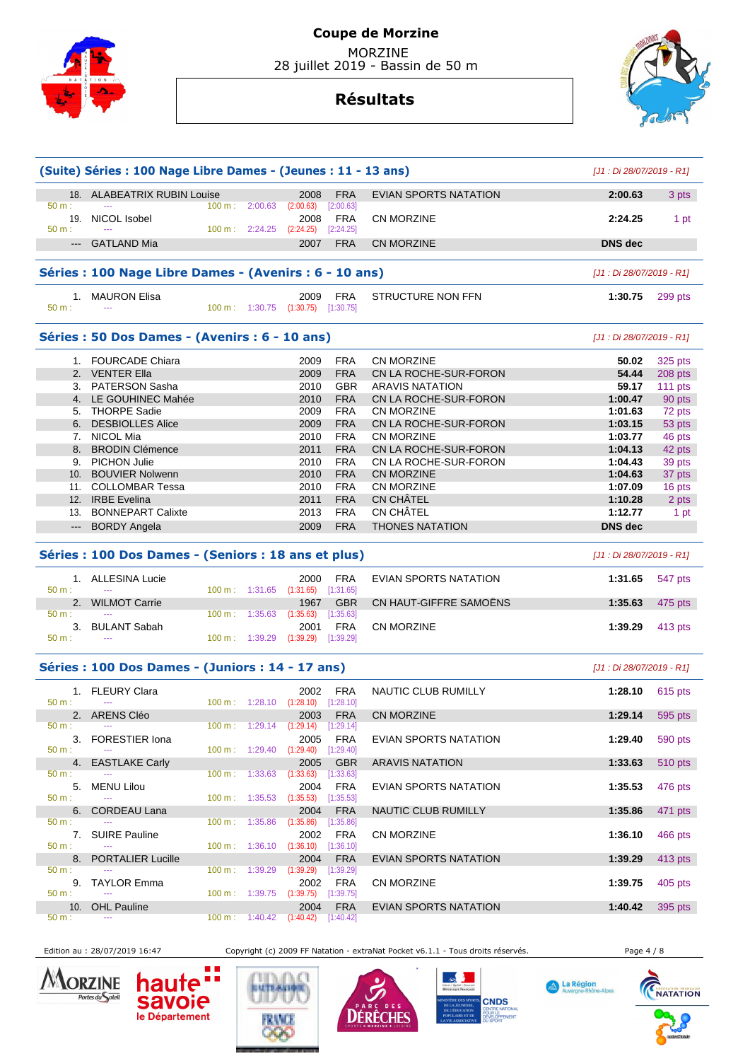# Coupe de Morzine

MORZINE
28 juillet 2019 - Bassin de 50 m

## Résultats

### (Suite) Séries : 100 Nage Libre Dames - (Jeunes : 11 - 13 ans)

[J1 : Di 28/07/2019 - R1]

| Rang | Nom | Année | Nat. | Club | Temps | Points |
|---|---|---|---|---|---|---|
| 18. | ALABEATRIX RUBIN Louise | 2008 | FRA | EVIAN SPORTS NATATION | 2:00.63 | 3 pts |
| | 50 m : --- 100 m : 2:00.63 (2:00.63) [2:00.63] | | | | | |
| 19. | NICOL Isobel | 2008 | FRA | CN MORZINE | 2:24.25 | 1 pt |
| | 50 m : --- 100 m : 2:24.25 (2:24.25) [2:24.25] | | | | | |
| --- | GATLAND Mia | 2007 | FRA | CN MORZINE | DNS dec | |

### Séries : 100 Nage Libre Dames - (Avenirs : 6 - 10 ans)

[J1 : Di 28/07/2019 - R1]

| Rang | Nom | Année | Nat. | Club | Temps | Points |
|---|---|---|---|---|---|---|
| 1. | MAURON Elisa | 2009 | FRA | STRUCTURE NON FFN | 1:30.75 | 299 pts |
| | 50 m : --- 100 m : 1:30.75 (1:30.75) [1:30.75] | | | | | |

### Séries : 50 Dos Dames - (Avenirs : 6 - 10 ans)

[J1 : Di 28/07/2019 - R1]

| Rang | Nom | Année | Nat. | Club | Temps | Points |
|---|---|---|---|---|---|---|
| 1. | FOURCADE Chiara | 2009 | FRA | CN MORZINE | 50.02 | 325 pts |
| 2. | VENTER Ella | 2009 | FRA | CN LA ROCHE-SUR-FORON | 54.44 | 208 pts |
| 3. | PATERSON Sasha | 2010 | GBR | ARAVIS NATATION | 59.17 | 111 pts |
| 4. | LE GOUHINEC Mahée | 2010 | FRA | CN LA ROCHE-SUR-FORON | 1:00.47 | 90 pts |
| 5. | THORPE Sadie | 2009 | FRA | CN MORZINE | 1:01.63 | 72 pts |
| 6. | DESBIOLLES Alice | 2009 | FRA | CN LA ROCHE-SUR-FORON | 1:03.15 | 53 pts |
| 7. | NICOL Mia | 2010 | FRA | CN MORZINE | 1:03.77 | 46 pts |
| 8. | BRODIN Clémence | 2011 | FRA | CN LA ROCHE-SUR-FORON | 1:04.13 | 42 pts |
| 9. | PICHON Julie | 2010 | FRA | CN LA ROCHE-SUR-FORON | 1:04.43 | 39 pts |
| 10. | BOUVIER Nolwenn | 2010 | FRA | CN MORZINE | 1:04.63 | 37 pts |
| 11. | COLLOMBAR Tessa | 2010 | FRA | CN MORZINE | 1:07.09 | 16 pts |
| 12. | IRBE Evelina | 2011 | FRA | CN CHÂTEL | 1:10.28 | 2 pts |
| 13. | BONNEPART Calixte | 2013 | FRA | CN CHÂTEL | 1:12.77 | 1 pt |
| --- | BORDY Angela | 2009 | FRA | THONES NATATION | DNS dec | |

### Séries : 100 Dos Dames - (Seniors : 18 ans et plus)

[J1 : Di 28/07/2019 - R1]

| Rang | Nom | Année | Nat. | Club | Temps | Points |
|---|---|---|---|---|---|---|
| 1. | ALLESINA Lucie | 2000 | FRA | EVIAN SPORTS NATATION | 1:31.65 | 547 pts |
| | 50 m : --- 100 m : 1:31.65 (1:31.65) [1:31.65] | | | | | |
| 2. | WILMOT Carrie | 1967 | GBR | CN HAUT-GIFFRE SAMOËNS | 1:35.63 | 475 pts |
| | 50 m : --- 100 m : 1:35.63 (1:35.63) [1:35.63] | | | | | |
| 3. | BULANT Sabah | 2001 | FRA | CN MORZINE | 1:39.29 | 413 pts |
| | 50 m : --- 100 m : 1:39.29 (1:39.29) [1:39.29] | | | | | |

### Séries : 100 Dos Dames - (Juniors : 14 - 17 ans)

[J1 : Di 28/07/2019 - R1]

| Rang | Nom | Année | Nat. | Club | Temps | Points |
|---|---|---|---|---|---|---|
| 1. | FLEURY Clara | 2002 | FRA | NAUTIC CLUB RUMILLY | 1:28.10 | 615 pts |
| | 50 m : --- 100 m : 1:28.10 (1:28.10) [1:28.10] | | | | | |
| 2. | ARENS Cléo | 2003 | FRA | CN MORZINE | 1:29.14 | 595 pts |
| | 50 m : --- 100 m : 1:29.14 (1:29.14) [1:29.14] | | | | | |
| 3. | FORESTIER Iona | 2005 | FRA | EVIAN SPORTS NATATION | 1:29.40 | 590 pts |
| | 50 m : --- 100 m : 1:29.40 (1:29.40) [1:29.40] | | | | | |
| 4. | EASTLAKE Carly | 2005 | GBR | ARAVIS NATATION | 1:33.63 | 510 pts |
| | 50 m : --- 100 m : 1:33.63 (1:33.63) [1:33.63] | | | | | |
| 5. | MENU Lilou | 2004 | FRA | EVIAN SPORTS NATATION | 1:35.53 | 476 pts |
| | 50 m : --- 100 m : 1:35.53 (1:35.53) [1:35.53] | | | | | |
| 6. | CORDEAU Lana | 2004 | FRA | NAUTIC CLUB RUMILLY | 1:35.86 | 471 pts |
| | 50 m : --- 100 m : 1:35.86 (1:35.86) [1:35.86] | | | | | |
| 7. | SUIRE Pauline | 2002 | FRA | CN MORZINE | 1:36.10 | 466 pts |
| | 50 m : --- 100 m : 1:36.10 (1:36.10) [1:36.10] | | | | | |
| 8. | PORTALIER Lucille | 2004 | FRA | EVIAN SPORTS NATATION | 1:39.29 | 413 pts |
| | 50 m : --- 100 m : 1:39.29 (1:39.29) [1:39.29] | | | | | |
| 9. | TAYLOR Emma | 2002 | FRA | CN MORZINE | 1:39.75 | 405 pts |
| | 50 m : --- 100 m : 1:39.75 (1:39.75) [1:39.75] | | | | | |
| 10. | OHL Pauline | 2004 | FRA | EVIAN SPORTS NATATION | 1:40.42 | 395 pts |
| | 50 m : --- 100 m : 1:40.42 (1:40.42) [1:40.42] | | | | | |

Edition au : 28/07/2019 16:47 — Copyright (c) 2009 FF Natation - extraNat Pocket v6.1.1 - Tous droits réservés.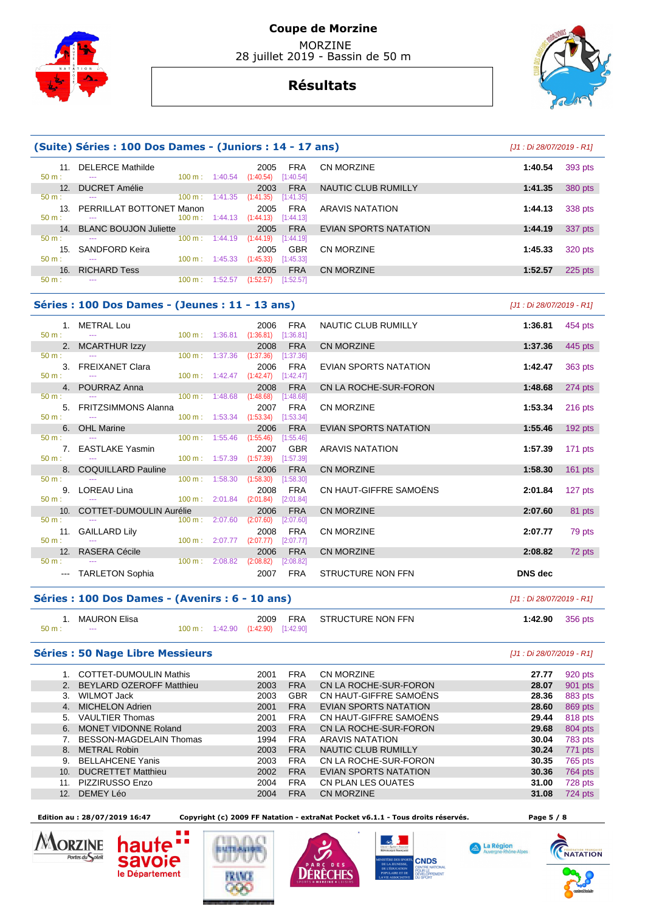# Coupe de Morzine

MORZINE
28 juillet 2019 - Bassin de 50 m

## Résultats

### (Suite) Séries : 100 Dos Dames - (Juniors : 14 - 17 ans)

*[J1 : Di 28/07/2019 - R1]*

| Rang | Nom | Année | Nat. | Club | Temps | Points |
|---|---|---|---|---|---|---|
| 11. | DELERCE Mathilde | 2005 | FRA | CN MORZINE | 1:40.54 | 393 pts |
| | 50 m : --- 100 m : 1:40.54 (1:40.54) [1:40.54] | | | | | |
| 12. | DUCRET Amélie | 2003 | FRA | NAUTIC CLUB RUMILLY | 1:41.35 | 380 pts |
| | 50 m : --- 100 m : 1:41.35 (1:41.35) [1:41.35] | | | | | |
| 13. | PERRILLAT BOTTONET Manon | 2005 | FRA | ARAVIS NATATION | 1:44.13 | 338 pts |
| | 50 m : --- 100 m : 1:44.13 (1:44.13) [1:44.13] | | | | | |
| 14. | BLANC BOUJON Juliette | 2005 | FRA | EVIAN SPORTS NATATION | 1:44.19 | 337 pts |
| | 50 m : --- 100 m : 1:44.19 (1:44.19) [1:44.19] | | | | | |
| 15. | SANDFORD Keira | 2005 | GBR | CN MORZINE | 1:45.33 | 320 pts |
| | 50 m : --- 100 m : 1:45.33 (1:45.33) [1:45.33] | | | | | |
| 16. | RICHARD Tess | 2005 | FRA | CN MORZINE | 1:52.57 | 225 pts |
| | 50 m : --- 100 m : 1:52.57 (1:52.57) [1:52.57] | | | | | |

### Séries : 100 Dos Dames - (Jeunes : 11 - 13 ans)

*[J1 : Di 28/07/2019 - R1]*

| Rang | Nom | Année | Nat. | Club | Temps | Points |
|---|---|---|---|---|---|---|
| 1. | METRAL Lou | 2006 | FRA | NAUTIC CLUB RUMILLY | 1:36.81 | 454 pts |
| | 50 m : --- 100 m : 1:36.81 (1:36.81) [1:36.81] | | | | | |
| 2. | MCARTHUR Izzy | 2008 | FRA | CN MORZINE | 1:37.36 | 445 pts |
| | 50 m : --- 100 m : 1:37.36 (1:37.36) [1:37.36] | | | | | |
| 3. | FREIXANET Clara | 2006 | FRA | EVIAN SPORTS NATATION | 1:42.47 | 363 pts |
| | 50 m : --- 100 m : 1:42.47 (1:42.47) [1:42.47] | | | | | |
| 4. | POURRAZ Anna | 2008 | FRA | CN LA ROCHE-SUR-FORON | 1:48.68 | 274 pts |
| | 50 m : --- 100 m : 1:48.68 (1:48.68) [1:48.68] | | | | | |
| 5. | FRITZSIMMONS Alanna | 2007 | FRA | CN MORZINE | 1:53.34 | 216 pts |
| | 50 m : --- 100 m : 1:53.34 (1:53.34) [1:53.34] | | | | | |
| 6. | OHL Marine | 2006 | FRA | EVIAN SPORTS NATATION | 1:55.46 | 192 pts |
| | 50 m : --- 100 m : 1:55.46 (1:55.46) [1:55.46] | | | | | |
| 7. | EASTLAKE Yasmin | 2007 | GBR | ARAVIS NATATION | 1:57.39 | 171 pts |
| | 50 m : --- 100 m : 1:57.39 (1:57.39) [1:57.39] | | | | | |
| 8. | COQUILLARD Pauline | 2006 | FRA | CN MORZINE | 1:58.30 | 161 pts |
| | 50 m : --- 100 m : 1:58.30 (1:58.30) [1:58.30] | | | | | |
| 9. | LOREAU Lina | 2008 | FRA | CN HAUT-GIFFRE SAMOËNS | 2:01.84 | 127 pts |
| | 50 m : --- 100 m : 2:01.84 (2:01.84) [2:01.84] | | | | | |
| 10. | COTTET-DUMOULIN Aurélie | 2006 | FRA | CN MORZINE | 2:07.60 | 81 pts |
| | 50 m : --- 100 m : 2:07.60 (2:07.60) [2:07.60] | | | | | |
| 11. | GAILLARD Lily | 2008 | FRA | CN MORZINE | 2:07.77 | 79 pts |
| | 50 m : --- 100 m : 2:07.77 (2:07.77) [2:07.77] | | | | | |
| 12. | RASERA Cécile | 2006 | FRA | CN MORZINE | 2:08.82 | 72 pts |
| | 50 m : --- 100 m : 2:08.82 (2:08.82) [2:08.82] | | | | | |
| --- | TARLETON Sophia | 2007 | FRA | STRUCTURE NON FFN | DNS dec | |

### Séries : 100 Dos Dames - (Avenirs : 6 - 10 ans)

*[J1 : Di 28/07/2019 - R1]*

| Rang | Nom | Année | Nat. | Club | Temps | Points |
|---|---|---|---|---|---|---|
| 1. | MAURON Elisa | 2009 | FRA | STRUCTURE NON FFN | 1:42.90 | 356 pts |
| | 50 m : --- 100 m : 1:42.90 (1:42.90) [1:42.90] | | | | | |

### Séries : 50 Nage Libre Messieurs

*[J1 : Di 28/07/2019 - R1]*

| Rang | Nom | Année | Nat. | Club | Temps | Points |
|---|---|---|---|---|---|---|
| 1. | COTTET-DUMOULIN Mathis | 2001 | FRA | CN MORZINE | 27.77 | 920 pts |
| 2. | BEYLARD OZEROFF Matthieu | 2003 | FRA | CN LA ROCHE-SUR-FORON | 28.07 | 901 pts |
| 3. | WILMOT Jack | 2003 | GBR | CN HAUT-GIFFRE SAMOËNS | 28.36 | 883 pts |
| 4. | MICHELON Adrien | 2001 | FRA | EVIAN SPORTS NATATION | 28.60 | 869 pts |
| 5. | VAULTIER Thomas | 2001 | FRA | CN HAUT-GIFFRE SAMOËNS | 29.44 | 818 pts |
| 6. | MONET VIDONNE Roland | 2003 | FRA | CN LA ROCHE-SUR-FORON | 29.68 | 804 pts |
| 7. | BESSON-MAGDELAIN Thomas | 1994 | FRA | ARAVIS NATATION | 30.04 | 783 pts |
| 8. | METRAL Robin | 2003 | FRA | NAUTIC CLUB RUMILLY | 30.24 | 771 pts |
| 9. | BELLAHCENE Yanis | 2003 | FRA | CN LA ROCHE-SUR-FORON | 30.35 | 765 pts |
| 10. | DUCRETTET Matthieu | 2002 | FRA | EVIAN SPORTS NATATION | 30.36 | 764 pts |
| 11. | PIZZIRUSSO Enzo | 2004 | FRA | CN PLAN LES OUATES | 31.00 | 728 pts |
| 12. | DEMEY Léo | 2004 | FRA | CN MORZINE | 31.08 | 724 pts |

**Edition au : 28/07/2019 16:47** **Copyright (c) 2009 FF Natation - extraNat Pocket v6.1.1 - Tous droits réservés.**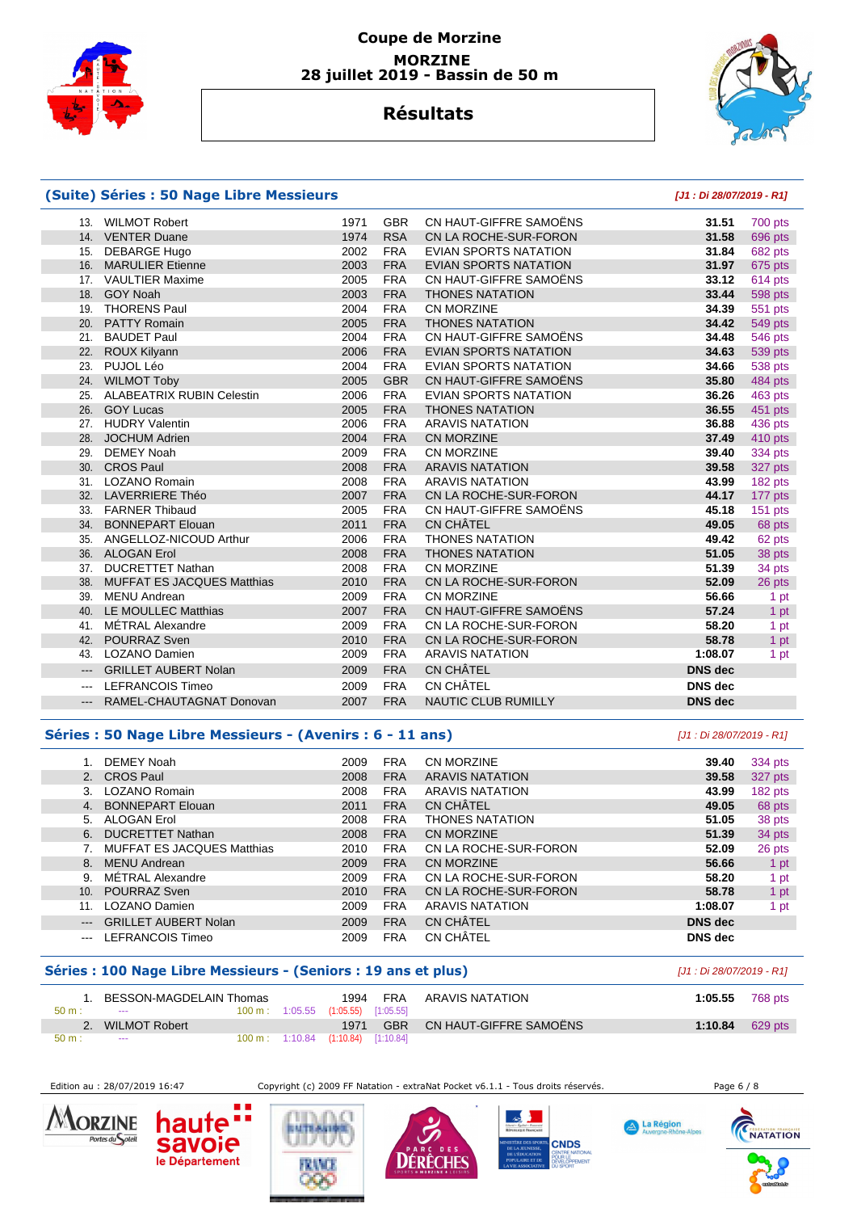# Coupe de Morzine

**MORZINE**
**28 juillet 2019 - Bassin de 50 m**

## Résultats

### (Suite) Séries : 50 Nage Libre Messieurs

*[J1 : Di 28/07/2019 - R1]*

| Rang | Nom | Année | Nat. | Club | Temps | Points |
|---|---|---|---|---|---|---|
| 13. | WILMOT Robert | 1971 | GBR | CN HAUT-GIFFRE SAMOËNS | **31.51** | 700 pts |
| 14. | VENTER Duane | 1974 | RSA | CN LA ROCHE-SUR-FORON | **31.58** | 696 pts |
| 15. | DEBARGE Hugo | 2002 | FRA | EVIAN SPORTS NATATION | **31.84** | 682 pts |
| 16. | MARULIER Etienne | 2003 | FRA | EVIAN SPORTS NATATION | **31.97** | 675 pts |
| 17. | VAULTIER Maxime | 2005 | FRA | CN HAUT-GIFFRE SAMOËNS | **33.12** | 614 pts |
| 18. | GOY Noah | 2003 | FRA | THONES NATATION | **33.44** | 598 pts |
| 19. | THORENS Paul | 2004 | FRA | CN MORZINE | **34.39** | 551 pts |
| 20. | PATTY Romain | 2005 | FRA | THONES NATATION | **34.42** | 549 pts |
| 21. | BAUDET Paul | 2004 | FRA | CN HAUT-GIFFRE SAMOËNS | **34.48** | 546 pts |
| 22. | ROUX Kilyann | 2006 | FRA | EVIAN SPORTS NATATION | **34.63** | 539 pts |
| 23. | PUJOL Léo | 2004 | FRA | EVIAN SPORTS NATATION | **34.66** | 538 pts |
| 24. | WILMOT Toby | 2005 | GBR | CN HAUT-GIFFRE SAMOËNS | **35.80** | 484 pts |
| 25. | ALABEATRIX RUBIN Celestin | 2006 | FRA | EVIAN SPORTS NATATION | **36.26** | 463 pts |
| 26. | GOY Lucas | 2005 | FRA | THONES NATATION | **36.55** | 451 pts |
| 27. | HUDRY Valentin | 2006 | FRA | ARAVIS NATATION | **36.88** | 436 pts |
| 28. | JOCHUM Adrien | 2004 | FRA | CN MORZINE | **37.49** | 410 pts |
| 29. | DEMEY Noah | 2009 | FRA | CN MORZINE | **39.40** | 334 pts |
| 30. | CROS Paul | 2008 | FRA | ARAVIS NATATION | **39.58** | 327 pts |
| 31. | LOZANO Romain | 2008 | FRA | ARAVIS NATATION | **43.99** | 182 pts |
| 32. | LAVERRIERE Théo | 2007 | FRA | CN LA ROCHE-SUR-FORON | **44.17** | 177 pts |
| 33. | FARNER Thibaud | 2005 | FRA | CN HAUT-GIFFRE SAMOËNS | **45.18** | 151 pts |
| 34. | BONNEPART Elouan | 2011 | FRA | CN CHÂTEL | **49.05** | 68 pts |
| 35. | ANGELLOZ-NICOUD Arthur | 2006 | FRA | THONES NATATION | **49.42** | 62 pts |
| 36. | ALOGAN Erol | 2008 | FRA | THONES NATATION | **51.05** | 38 pts |
| 37. | DUCRETTET Nathan | 2008 | FRA | CN MORZINE | **51.39** | 34 pts |
| 38. | MUFFAT ES JACQUES Matthias | 2010 | FRA | CN LA ROCHE-SUR-FORON | **52.09** | 26 pts |
| 39. | MENU Andrean | 2009 | FRA | CN MORZINE | **56.66** | 1 pt |
| 40. | LE MOULLEC Matthias | 2007 | FRA | CN HAUT-GIFFRE SAMOËNS | **57.24** | 1 pt |
| 41. | MÉTRAL Alexandre | 2009 | FRA | CN LA ROCHE-SUR-FORON | **58.20** | 1 pt |
| 42. | POURRAZ Sven | 2010 | FRA | CN LA ROCHE-SUR-FORON | **58.78** | 1 pt |
| 43. | LOZANO Damien | 2009 | FRA | ARAVIS NATATION | **1:08.07** | 1 pt |
| --- | GRILLET AUBERT Nolan | 2009 | FRA | CN CHÂTEL | **DNS dec** | |
| --- | LEFRANCOIS Timeo | 2009 | FRA | CN CHÂTEL | **DNS dec** | |
| --- | RAMEL-CHAUTAGNAT Donovan | 2007 | FRA | NAUTIC CLUB RUMILLY | **DNS dec** | |

### Séries : 50 Nage Libre Messieurs - (Avenirs : 6 - 11 ans)

*[J1 : Di 28/07/2019 - R1]*

| Rang | Nom | Année | Nat. | Club | Temps | Points |
|---|---|---|---|---|---|---|
| 1. | DEMEY Noah | 2009 | FRA | CN MORZINE | **39.40** | 334 pts |
| 2. | CROS Paul | 2008 | FRA | ARAVIS NATATION | **39.58** | 327 pts |
| 3. | LOZANO Romain | 2008 | FRA | ARAVIS NATATION | **43.99** | 182 pts |
| 4. | BONNEPART Elouan | 2011 | FRA | CN CHÂTEL | **49.05** | 68 pts |
| 5. | ALOGAN Erol | 2008 | FRA | THONES NATATION | **51.05** | 38 pts |
| 6. | DUCRETTET Nathan | 2008 | FRA | CN MORZINE | **51.39** | 34 pts |
| 7. | MUFFAT ES JACQUES Matthias | 2010 | FRA | CN LA ROCHE-SUR-FORON | **52.09** | 26 pts |
| 8. | MENU Andrean | 2009 | FRA | CN MORZINE | **56.66** | 1 pt |
| 9. | MÉTRAL Alexandre | 2009 | FRA | CN LA ROCHE-SUR-FORON | **58.20** | 1 pt |
| 10. | POURRAZ Sven | 2010 | FRA | CN LA ROCHE-SUR-FORON | **58.78** | 1 pt |
| 11. | LOZANO Damien | 2009 | FRA | ARAVIS NATATION | **1:08.07** | 1 pt |
| --- | GRILLET AUBERT Nolan | 2009 | FRA | CN CHÂTEL | **DNS dec** | |
| --- | LEFRANCOIS Timeo | 2009 | FRA | CN CHÂTEL | **DNS dec** | |

### Séries : 100 Nage Libre Messieurs - (Seniors : 19 ans et plus)

*[J1 : Di 28/07/2019 - R1]*

| Rang | Nom | Année | Nat. | Club | Temps | Points |
|---|---|---|---|---|---|---|
| 1. | BESSON-MAGDELAIN Thomas | 1994 | FRA | ARAVIS NATATION | **1:05.55** | 768 pts |
| | 50 m : --- | 100 m : 1:05.55 (1:05.55) [1:05.55] | | | | |
| 2. | WILMOT Robert | 1971 | GBR | CN HAUT-GIFFRE SAMOËNS | **1:10.84** | 629 pts |
| | 50 m : --- | 100 m : 1:10.84 (1:10.84) [1:10.84] | | | | |

Edition au : 28/07/2019 16:47 — Copyright (c) 2009 FF Natation - extraNat Pocket v6.1.1 - Tous droits réservés.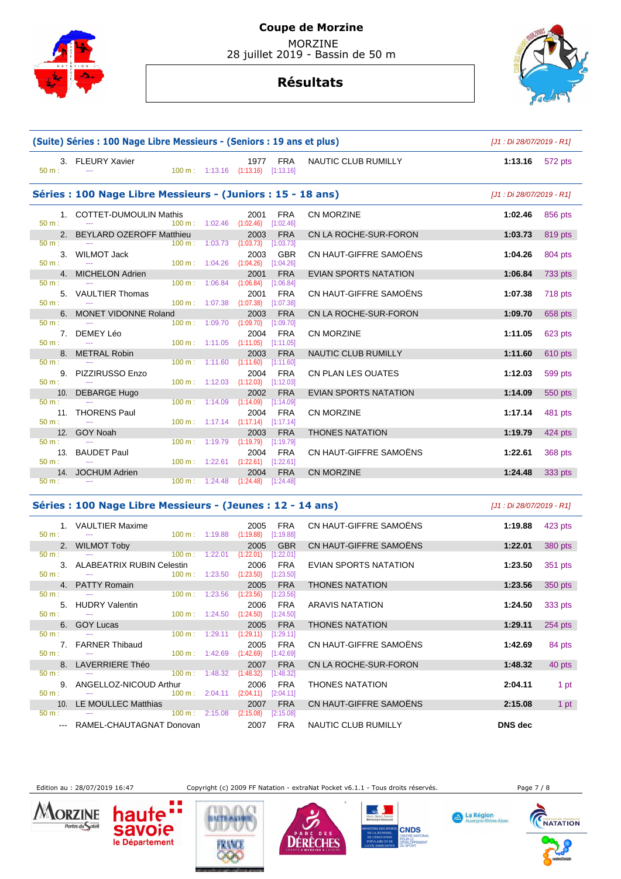# Coupe de Morzine

MORZINE
28 juillet 2019 - Bassin de 50 m

## Résultats

### (Suite) Séries : 100 Nage Libre Messieurs - (Seniors : 19 ans et plus)

*[J1 : Di 28/07/2019 - R1]*

| Rang | Nom | Année | Nat. | Club | Temps | Points |
|---|---|---|---|---|---|---|
| 3. | FLEURY Xavier | 1977 | FRA | NAUTIC CLUB RUMILLY | 1:13.16 | 572 pts |
| 50 m : --- | 100 m : 1:13.16 (1:13.16) [1:13.16] | | | | | |

### Séries : 100 Nage Libre Messieurs - (Juniors : 15 - 18 ans)

*[J1 : Di 28/07/2019 - R1]*

| Rang | Nom | Année | Nat. | Club | Temps | Points |
|---|---|---|---|---|---|---|
| 1. | COTTET-DUMOULIN Mathis | 2001 | FRA | CN MORZINE | 1:02.46 | 856 pts |
| 50 m : --- | 100 m : 1:02.46 (1:02.46) [1:02.46] | | | | | |
| 2. | BEYLARD OZEROFF Matthieu | 2003 | FRA | CN LA ROCHE-SUR-FORON | 1:03.73 | 819 pts |
| 50 m : --- | 100 m : 1:03.73 (1:03.73) [1:03.73] | | | | | |
| 3. | WILMOT Jack | 2003 | GBR | CN HAUT-GIFFRE SAMOËNS | 1:04.26 | 804 pts |
| 50 m : --- | 100 m : 1:04.26 (1:04.26) [1:04.26] | | | | | |
| 4. | MICHELON Adrien | 2001 | FRA | EVIAN SPORTS NATATION | 1:06.84 | 733 pts |
| 50 m : --- | 100 m : 1:06.84 (1:06.84) [1:06.84] | | | | | |
| 5. | VAULTIER Thomas | 2001 | FRA | CN HAUT-GIFFRE SAMOËNS | 1:07.38 | 718 pts |
| 50 m : --- | 100 m : 1:07.38 (1:07.38) [1:07.38] | | | | | |
| 6. | MONET VIDONNE Roland | 2003 | FRA | CN LA ROCHE-SUR-FORON | 1:09.70 | 658 pts |
| 50 m : --- | 100 m : 1:09.70 (1:09.70) [1:09.70] | | | | | |
| 7. | DEMEY Léo | 2004 | FRA | CN MORZINE | 1:11.05 | 623 pts |
| 50 m : --- | 100 m : 1:11.05 (1:11.05) [1:11.05] | | | | | |
| 8. | METRAL Robin | 2003 | FRA | NAUTIC CLUB RUMILLY | 1:11.60 | 610 pts |
| 50 m : --- | 100 m : 1:11.60 (1:11.60) [1:11.60] | | | | | |
| 9. | PIZZIRUSSO Enzo | 2004 | FRA | CN PLAN LES OUATES | 1:12.03 | 599 pts |
| 50 m : --- | 100 m : 1:12.03 (1:12.03) [1:12.03] | | | | | |
| 10. | DEBARGE Hugo | 2002 | FRA | EVIAN SPORTS NATATION | 1:14.09 | 550 pts |
| 50 m : --- | 100 m : 1:14.09 (1:14.09) [1:14.09] | | | | | |
| 11. | THORENS Paul | 2004 | FRA | CN MORZINE | 1:17.14 | 481 pts |
| 50 m : --- | 100 m : 1:17.14 (1:17.14) [1:17.14] | | | | | |
| 12. | GOY Noah | 2003 | FRA | THONES NATATION | 1:19.79 | 424 pts |
| 50 m : --- | 100 m : 1:19.79 (1:19.79) [1:19.79] | | | | | |
| 13. | BAUDET Paul | 2004 | FRA | CN HAUT-GIFFRE SAMOËNS | 1:22.61 | 368 pts |
| 50 m : --- | 100 m : 1:22.61 (1:22.61) [1:22.61] | | | | | |
| 14. | JOCHUM Adrien | 2004 | FRA | CN MORZINE | 1:24.48 | 333 pts |
| 50 m : --- | 100 m : 1:24.48 (1:24.48) [1:24.48] | | | | | |

### Séries : 100 Nage Libre Messieurs - (Jeunes : 12 - 14 ans)

*[J1 : Di 28/07/2019 - R1]*

| Rang | Nom | Année | Nat. | Club | Temps | Points |
|---|---|---|---|---|---|---|
| 1. | VAULTIER Maxime | 2005 | FRA | CN HAUT-GIFFRE SAMOËNS | 1:19.88 | 423 pts |
| 50 m : --- | 100 m : 1:19.88 (1:19.88) [1:19.88] | | | | | |
| 2. | WILMOT Toby | 2005 | GBR | CN HAUT-GIFFRE SAMOËNS | 1:22.01 | 380 pts |
| 50 m : --- | 100 m : 1:22.01 (1:22.01) [1:22.01] | | | | | |
| 3. | ALABEATRIX RUBIN Celestin | 2006 | FRA | EVIAN SPORTS NATATION | 1:23.50 | 351 pts |
| 50 m : --- | 100 m : 1:23.50 (1:23.50) [1:23.50] | | | | | |
| 4. | PATTY Romain | 2005 | FRA | THONES NATATION | 1:23.56 | 350 pts |
| 50 m : --- | 100 m : 1:23.56 (1:23.56) [1:23.56] | | | | | |
| 5. | HUDRY Valentin | 2006 | FRA | ARAVIS NATATION | 1:24.50 | 333 pts |
| 50 m : --- | 100 m : 1:24.50 (1:24.50) [1:24.50] | | | | | |
| 6. | GOY Lucas | 2005 | FRA | THONES NATATION | 1:29.11 | 254 pts |
| 50 m : --- | 100 m : 1:29.11 (1:29.11) [1:29.11] | | | | | |
| 7. | FARNER Thibaud | 2005 | FRA | CN HAUT-GIFFRE SAMOËNS | 1:42.69 | 84 pts |
| 50 m : --- | 100 m : 1:42.69 (1:42.69) [1:42.69] | | | | | |
| 8. | LAVERRIERE Théo | 2007 | FRA | CN LA ROCHE-SUR-FORON | 1:48.32 | 40 pts |
| 50 m : --- | 100 m : 1:48.32 (1:48.32) [1:48.32] | | | | | |
| 9. | ANGELLOZ-NICOUD Arthur | 2006 | FRA | THONES NATATION | 2:04.11 | 1 pt |
| 50 m : --- | 100 m : 2:04.11 (2:04.11) [2:04.11] | | | | | |
| 10. | LE MOULLEC Matthias | 2007 | FRA | CN HAUT-GIFFRE SAMOËNS | 2:15.08 | 1 pt |
| 50 m : --- | 100 m : 2:15.08 (2:15.08) [2:15.08] | | | | | |
| --- | RAMEL-CHAUTAGNAT Donovan | 2007 | FRA | NAUTIC CLUB RUMILLY | DNS dec | |

Edition au : 28/07/2019 16:47 — Copyright (c) 2009 FF Natation - extraNat Pocket v6.1.1 - Tous droits réservés.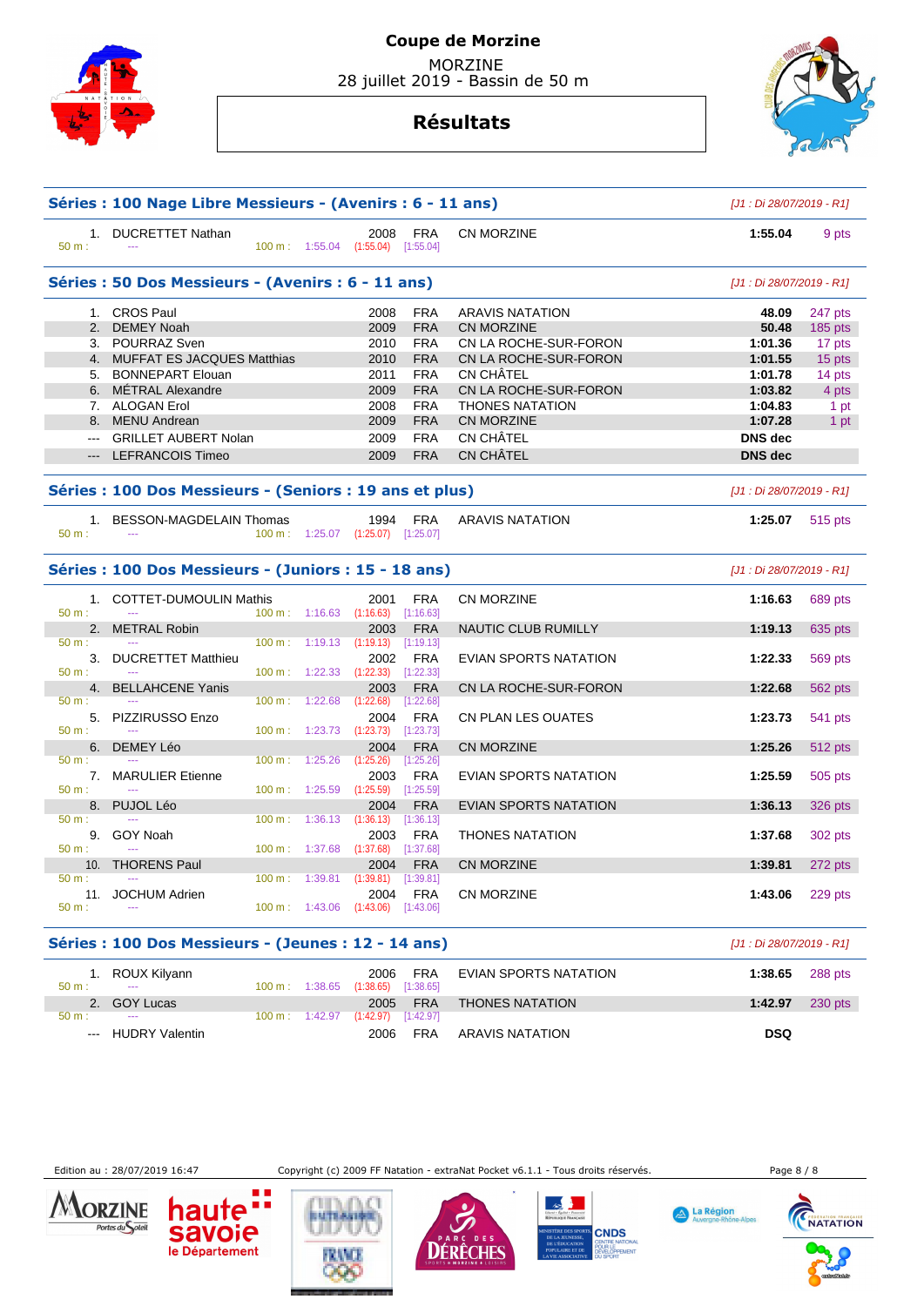**Coupe de Morzine**

MORZINE
28 juillet 2019 - Bassin de 50 m

# Résultats

## Séries : 100 Nage Libre Messieurs - (Avenirs : 6 - 11 ans)

*[J1 : Di 28/07/2019 - R1]*

| | | | | | | |
|---|---|---|---|---|---|---|
| 1. | DUCRETTET Nathan | 2008 | FRA | CN MORZINE | 1:55.04 | 9 pts |
| 50 m : --- | 100 m : 1:55.04 (1:55.04) [1:55.04] | | | | | |

## Séries : 50 Dos Messieurs - (Avenirs : 6 - 11 ans)

*[J1 : Di 28/07/2019 - R1]*

| | | | | | | |
|---|---|---|---|---|---|---|
| 1. | CROS Paul | 2008 | FRA | ARAVIS NATATION | 48.09 | 247 pts |
| 2. | DEMEY Noah | 2009 | FRA | CN MORZINE | 50.48 | 185 pts |
| 3. | POURRAZ Sven | 2010 | FRA | CN LA ROCHE-SUR-FORON | 1:01.36 | 17 pts |
| 4. | MUFFAT ES JACQUES Matthias | 2010 | FRA | CN LA ROCHE-SUR-FORON | 1:01.55 | 15 pts |
| 5. | BONNEPART Elouan | 2011 | FRA | CN CHÂTEL | 1:01.78 | 14 pts |
| 6. | MÉTRAL Alexandre | 2009 | FRA | CN LA ROCHE-SUR-FORON | 1:03.82 | 4 pts |
| 7. | ALOGAN Erol | 2008 | FRA | THONES NATATION | 1:04.83 | 1 pt |
| 8. | MENU Andrean | 2009 | FRA | CN MORZINE | 1:07.28 | 1 pt |
| --- | GRILLET AUBERT Nolan | 2009 | FRA | CN CHÂTEL | DNS dec | |
| --- | LEFRANCOIS Timeo | 2009 | FRA | CN CHÂTEL | DNS dec | |

## Séries : 100 Dos Messieurs - (Seniors : 19 ans et plus)

*[J1 : Di 28/07/2019 - R1]*

| | | | | | | |
|---|---|---|---|---|---|---|
| 1. | BESSON-MAGDELAIN Thomas | 1994 | FRA | ARAVIS NATATION | 1:25.07 | 515 pts |
| 50 m : --- | 100 m : 1:25.07 (1:25.07) [1:25.07] | | | | | |

## Séries : 100 Dos Messieurs - (Juniors : 15 - 18 ans)

*[J1 : Di 28/07/2019 - R1]*

| | | | | | | |
|---|---|---|---|---|---|---|
| 1. | COTTET-DUMOULIN Mathis | 2001 | FRA | CN MORZINE | 1:16.63 | 689 pts |
| 50 m : --- | 100 m : 1:16.63 (1:16.63) [1:16.63] | | | | | |
| 2. | METRAL Robin | 2003 | FRA | NAUTIC CLUB RUMILLY | 1:19.13 | 635 pts |
| 50 m : --- | 100 m : 1:19.13 (1:19.13) [1:19.13] | | | | | |
| 3. | DUCRETTET Matthieu | 2002 | FRA | EVIAN SPORTS NATATION | 1:22.33 | 569 pts |
| 50 m : --- | 100 m : 1:22.33 (1:22.33) [1:22.33] | | | | | |
| 4. | BELLAHCENE Yanis | 2003 | FRA | CN LA ROCHE-SUR-FORON | 1:22.68 | 562 pts |
| 50 m : --- | 100 m : 1:22.68 (1:22.68) [1:22.68] | | | | | |
| 5. | PIZZIRUSSO Enzo | 2004 | FRA | CN PLAN LES OUATES | 1:23.73 | 541 pts |
| 50 m : --- | 100 m : 1:23.73 (1:23.73) [1:23.73] | | | | | |
| 6. | DEMEY Léo | 2004 | FRA | CN MORZINE | 1:25.26 | 512 pts |
| 50 m : --- | 100 m : 1:25.26 (1:25.26) [1:25.26] | | | | | |
| 7. | MARULIER Etienne | 2003 | FRA | EVIAN SPORTS NATATION | 1:25.59 | 505 pts |
| 50 m : --- | 100 m : 1:25.59 (1:25.59) [1:25.59] | | | | | |
| 8. | PUJOL Léo | 2004 | FRA | EVIAN SPORTS NATATION | 1:36.13 | 326 pts |
| 50 m : --- | 100 m : 1:36.13 (1:36.13) [1:36.13] | | | | | |
| 9. | GOY Noah | 2003 | FRA | THONES NATATION | 1:37.68 | 302 pts |
| 50 m : --- | 100 m : 1:37.68 (1:37.68) [1:37.68] | | | | | |
| 10. | THORENS Paul | 2004 | FRA | CN MORZINE | 1:39.81 | 272 pts |
| 50 m : --- | 100 m : 1:39.81 (1:39.81) [1:39.81] | | | | | |
| 11. | JOCHUM Adrien | 2004 | FRA | CN MORZINE | 1:43.06 | 229 pts |
| 50 m : --- | 100 m : 1:43.06 (1:43.06) [1:43.06] | | | | | |

## Séries : 100 Dos Messieurs - (Jeunes : 12 - 14 ans)

*[J1 : Di 28/07/2019 - R1]*

| | | | | | | |
|---|---|---|---|---|---|---|
| 1. | ROUX Kilyann | 2006 | FRA | EVIAN SPORTS NATATION | 1:38.65 | 288 pts |
| 50 m : --- | 100 m : 1:38.65 (1:38.65) [1:38.65] | | | | | |
| 2. | GOY Lucas | 2005 | FRA | THONES NATATION | 1:42.97 | 230 pts |
| 50 m : --- | 100 m : 1:42.97 (1:42.97) [1:42.97] | | | | | |
| --- | HUDRY Valentin | 2006 | FRA | ARAVIS NATATION | DSQ | |

Edition au : 28/07/2019 16:47 — Copyright (c) 2009 FF Natation - extraNat Pocket v6.1.1 - Tous droits réservés.